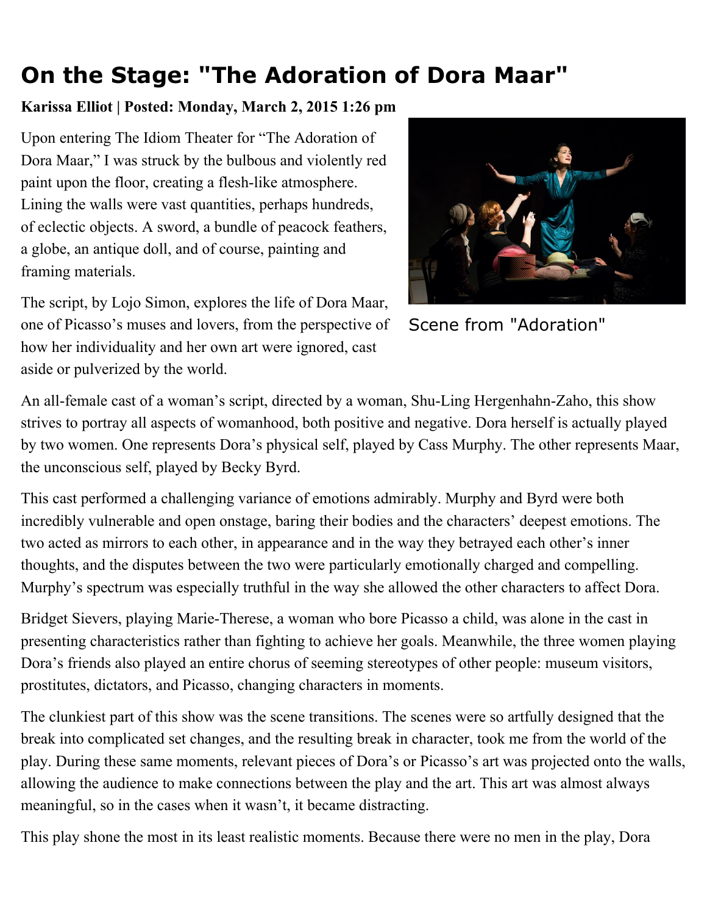# On the Stage: "The Adoration of Dora Maar"

**Karissa Elliot | Posted: Monday, March 2, 2015 1:26 pm**

Upon entering The Idiom Theater for "The Adoration of Dora Maar," I was struck by the bulbous and violently red paint upon the floor, creating a flesh-like atmosphere. Lining the walls were vast quantities, perhaps hundreds, of eclectic objects. A sword, a bundle of peacock feathers, a globe, an antique doll, and of course, painting and framing materials.

Scene from "Adoration"

The script, by Lojo Simon, explores the life of Dora Maar, one of Picasso's muses and lovers, from the perspective of how her individuality and her own art were ignored, cast aside or pulverized by the world.

An all-female cast of a woman's script, directed by a woman, Shu-Ling Hergenhahn-Zaho, this show strives to portray all aspects of womanhood, both positive and negative. Dora herself is actually played by two women. One represents Dora's physical self, played by Cass Murphy. The other represents Maar, the unconscious self, played by Becky Byrd.

This cast performed a challenging variance of emotions admirably. Murphy and Byrd were both incredibly vulnerable and open onstage, baring their bodies and the characters' deepest emotions. The two acted as mirrors to each other, in appearance and in the way they betrayed each other's inner thoughts, and the disputes between the two were particularly emotionally charged and compelling. Murphy's spectrum was especially truthful in the way she allowed the other characters to affect Dora.

Bridget Sievers, playing Marie-Therese, a woman who bore Picasso a child, was alone in the cast in presenting characteristics rather than fighting to achieve her goals. Meanwhile, the three women playing Dora's friends also played an entire chorus of seeming stereotypes of other people: museum visitors, prostitutes, dictators, and Picasso, changing characters in moments.

The clunkiest part of this show was the scene transitions. The scenes were so artfully designed that the break into complicated set changes, and the resulting break in character, took me from the world of the play. During these same moments, relevant pieces of Dora's or Picasso's art was projected onto the walls, allowing the audience to make connections between the play and the art. This art was almost always meaningful, so in the cases when it wasn't, it became distracting.

This play shone the most in its least realistic moments. Because there were no men in the play, Dora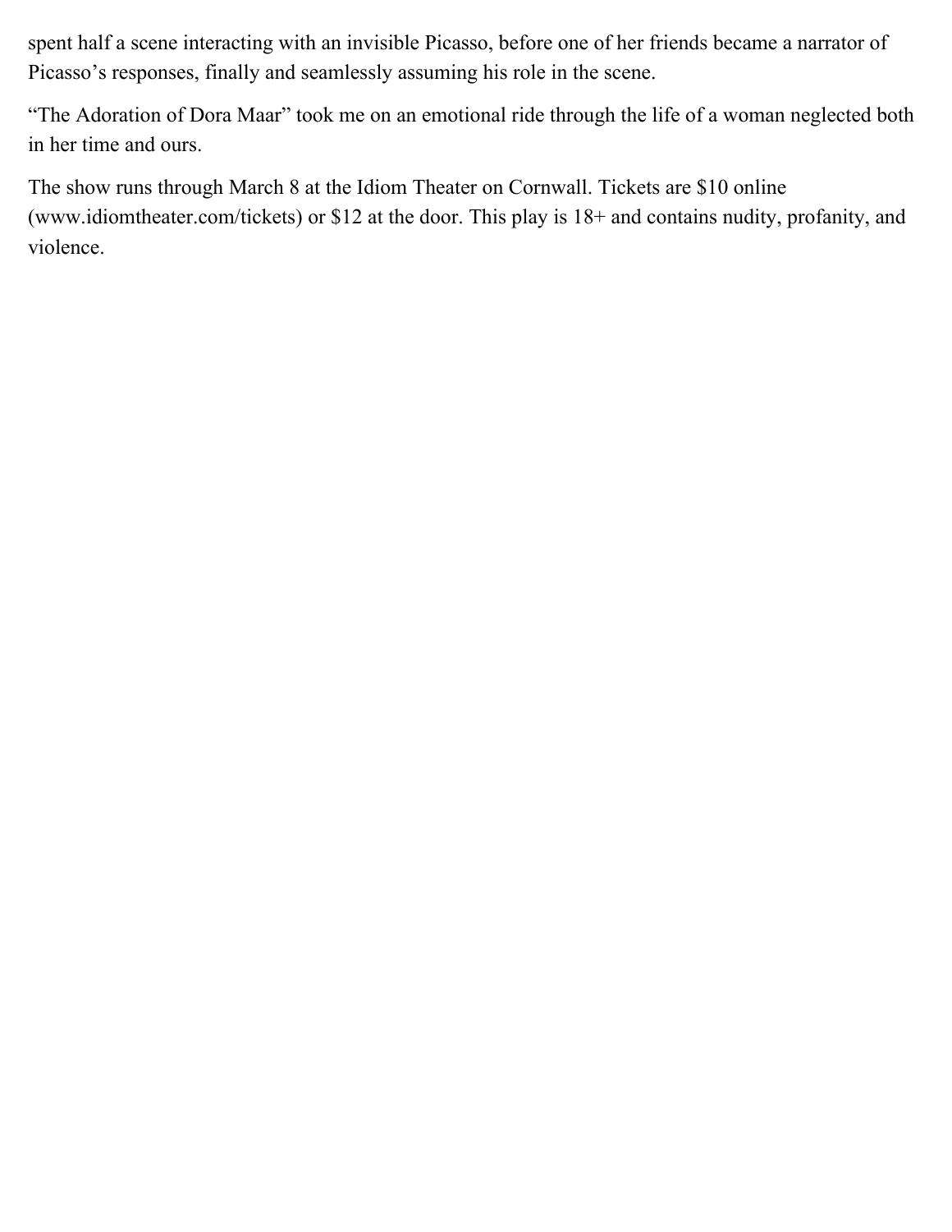spent half a scene interacting with an invisible Picasso, before one of her friends became a narrator of Picasso's responses, finally and seamlessly assuming his role in the scene.

"The Adoration of Dora Maar" took me on an emotional ride through the life of a woman neglected both in her time and ours.

The show runs through March 8 at the Idiom Theater on Cornwall. Tickets are $10 online (www.idiomtheater.com/tickets) or $12 at the door. This play is 18+ and contains nudity, profanity, and violence.